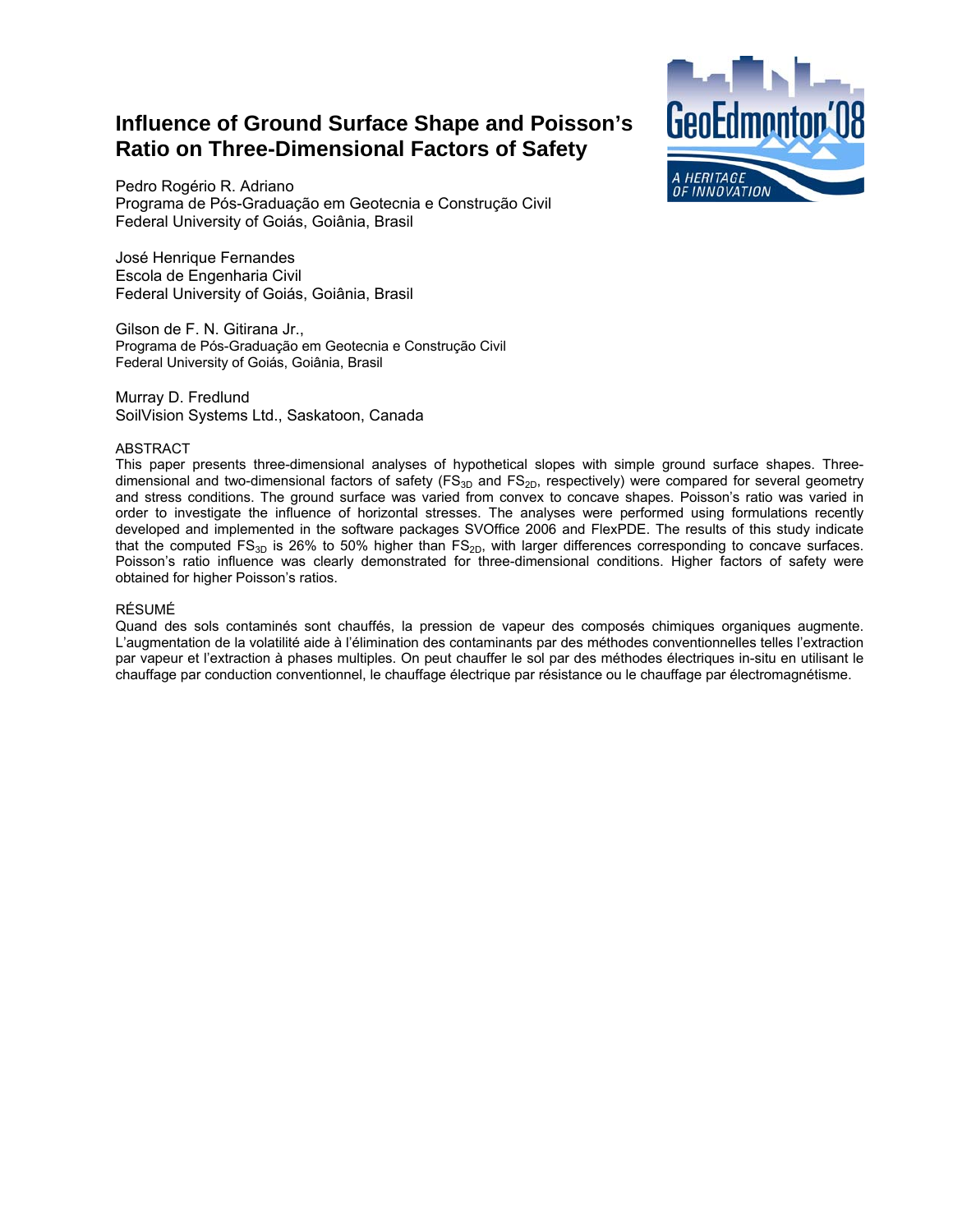# Influence of Ground Surface Shape and Poisson's Ratio on Three-Dimensional Factors of Safety

Pedro Rogério R. Adriano
Programa de Pós-Graduação em Geotecnia e Construção Civil
Federal University of Goiás, Goiânia, Brasil

José Henrique Fernandes
Escola de Engenharia Civil
Federal University of Goiás, Goiânia, Brasil

Gilson de F. N. Gitirana Jr.,
Programa de Pós-Graduação em Geotecnia e Construção Civil
Federal University of Goiás, Goiânia, Brasil

Murray D. Fredlund
SoilVision Systems Ltd., Saskatoon, Canada

## ABSTRACT

This paper presents three-dimensional analyses of hypothetical slopes with simple ground surface shapes. Three-dimensional and two-dimensional factors of safety ($FS_{3D}$ and $FS_{2D}$, respectively) were compared for several geometry and stress conditions. The ground surface was varied from convex to concave shapes. Poisson's ratio was varied in order to investigate the influence of horizontal stresses. The analyses were performed using formulations recently developed and implemented in the software packages SVOffice 2006 and FlexPDE. The results of this study indicate that the computed $FS_{3D}$ is 26% to 50% higher than $FS_{2D}$, with larger differences corresponding to concave surfaces. Poisson's ratio influence was clearly demonstrated for three-dimensional conditions. Higher factors of safety were obtained for higher Poisson's ratios.

## RÉSUMÉ

Quand des sols contaminés sont chauffés, la pression de vapeur des composés chimiques organiques augmente. L'augmentation de la volatilité aide à l'élimination des contaminants par des méthodes conventionnelles telles l'extraction par vapeur et l'extraction à phases multiples. On peut chauffer le sol par des méthodes électriques in-situ en utilisant le chauffage par conduction conventionnel, le chauffage électrique par résistance ou le chauffage par électromagnétisme.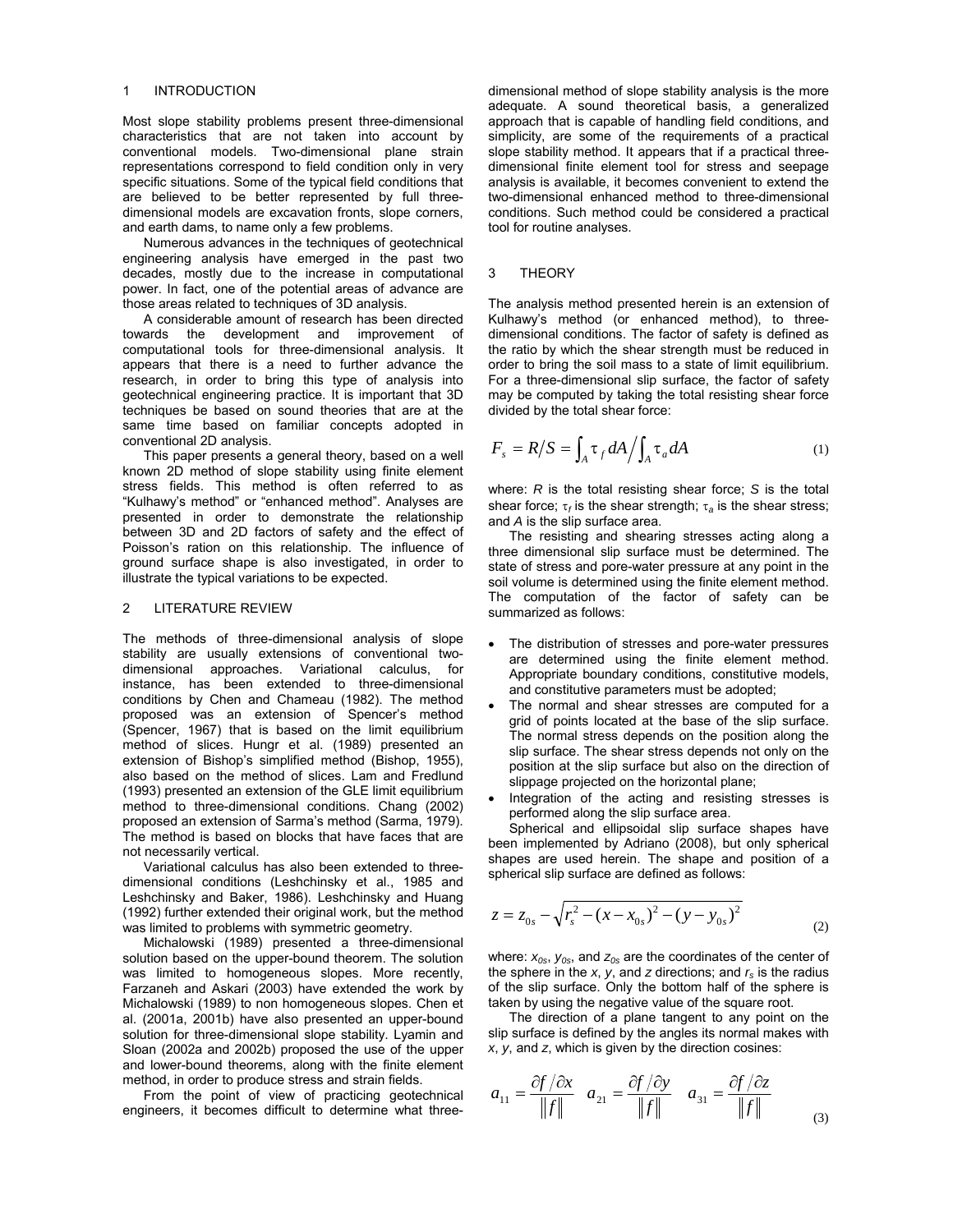## 1 INTRODUCTION

Most slope stability problems present three-dimensional characteristics that are not taken into account by conventional models. Two-dimensional plane strain representations correspond to field condition only in very specific situations. Some of the typical field conditions that are believed to be better represented by full three-dimensional models are excavation fronts, slope corners, and earth dams, to name only a few problems.

Numerous advances in the techniques of geotechnical engineering analysis have emerged in the past two decades, mostly due to the increase in computational power. In fact, one of the potential areas of advance are those areas related to techniques of 3D analysis.

A considerable amount of research has been directed towards the development and improvement of computational tools for three-dimensional analysis. It appears that there is a need to further advance the research, in order to bring this type of analysis into geotechnical engineering practice. It is important that 3D techniques be based on sound theories that are at the same time based on familiar concepts adopted in conventional 2D analysis.

This paper presents a general theory, based on a well known 2D method of slope stability using finite element stress fields. This method is often referred to as "Kulhawy's method" or "enhanced method". Analyses are presented in order to demonstrate the relationship between 3D and 2D factors of safety and the effect of Poisson's ration on this relationship. The influence of ground surface shape is also investigated, in order to illustrate the typical variations to be expected.

## 2 LITERATURE REVIEW

The methods of three-dimensional analysis of slope stability are usually extensions of conventional two-dimensional approaches. Variational calculus, for instance, has been extended to three-dimensional conditions by Chen and Chameau (1982). The method proposed was an extension of Spencer's method (Spencer, 1967) that is based on the limit equilibrium method of slices. Hungr et al. (1989) presented an extension of Bishop's simplified method (Bishop, 1955), also based on the method of slices. Lam and Fredlund (1993) presented an extension of the GLE limit equilibrium method to three-dimensional conditions. Chang (2002) proposed an extension of Sarma's method (Sarma, 1979). The method is based on blocks that have faces that are not necessarily vertical.

Variational calculus has also been extended to three-dimensional conditions (Leshchinsky et al., 1985 and Leshchinsky and Baker, 1986). Leshchinsky and Huang (1992) further extended their original work, but the method was limited to problems with symmetric geometry.

Michalowski (1989) presented a three-dimensional solution based on the upper-bound theorem. The solution was limited to homogeneous slopes. More recently, Farzaneh and Askari (2003) have extended the work by Michalowski (1989) to non homogeneous slopes. Chen et al. (2001a, 2001b) have also presented an upper-bound solution for three-dimensional slope stability. Lyamin and Sloan (2002a and 2002b) proposed the use of the upper and lower-bound theorems, along with the finite element method, in order to produce stress and strain fields.

From the point of view of practicing geotechnical engineers, it becomes difficult to determine what three-dimensional method of slope stability analysis is the more adequate. A sound theoretical basis, a generalized approach that is capable of handling field conditions, and simplicity, are some of the requirements of a practical slope stability method. It appears that if a practical three-dimensional finite element tool for stress and seepage analysis is available, it becomes convenient to extend the two-dimensional enhanced method to three-dimensional conditions. Such method could be considered a practical tool for routine analyses.

## 3 THEORY

The analysis method presented herein is an extension of Kulhawy's method (or enhanced method), to three-dimensional conditions. The factor of safety is defined as the ratio by which the shear strength must be reduced in order to bring the soil mass to a state of limit equilibrium. For a three-dimensional slip surface, the factor of safety may be computed by taking the total resisting shear force divided by the total shear force:

$$F_s = R/S = \int_A \tau_f \, dA \Big/ \int_A \tau_a \, dA \tag{1}$$

where: $R$ is the total resisting shear force; $S$ is the total shear force; $\tau_f$ is the shear strength; $\tau_a$ is the shear stress; and $A$ is the slip surface area.

The resisting and shearing stresses acting along a three dimensional slip surface must be determined. The state of stress and pore-water pressure at any point in the soil volume is determined using the finite element method. The computation of the factor of safety can be summarized as follows:

- The distribution of stresses and pore-water pressures are determined using the finite element method. Appropriate boundary conditions, constitutive models, and constitutive parameters must be adopted;
- The normal and shear stresses are computed for a grid of points located at the base of the slip surface. The normal stress depends on the position along the slip surface. The shear stress depends not only on the position at the slip surface but also on the direction of slippage projected on the horizontal plane;
- Integration of the acting and resisting stresses is performed along the slip surface area.

Spherical and ellipsoidal slip surface shapes have been implemented by Adriano (2008), but only spherical shapes are used herein. The shape and position of a spherical slip surface are defined as follows:

$$z = z_{0s} - \sqrt{r_s^2 - (x - x_{0s})^2 - (y - y_{0s})^2} \tag{2}$$

where: $x_{0s}$, $y_{0s}$, and $z_{0s}$ are the coordinates of the center of the sphere in the $x$, $y$, and $z$ directions; and $r_s$ is the radius of the slip surface. Only the bottom half of the sphere is taken by using the negative value of the square root.

The direction of a plane tangent to any point on the slip surface is defined by the angles its normal makes with $x$, $y$, and $z$, which is given by the direction cosines:

$$a_{11} = \frac{\partial f / \partial x}{\|f\|} \quad a_{21} = \frac{\partial f / \partial y}{\|f\|} \quad a_{31} = \frac{\partial f / \partial z}{\|f\|} \tag{3}$$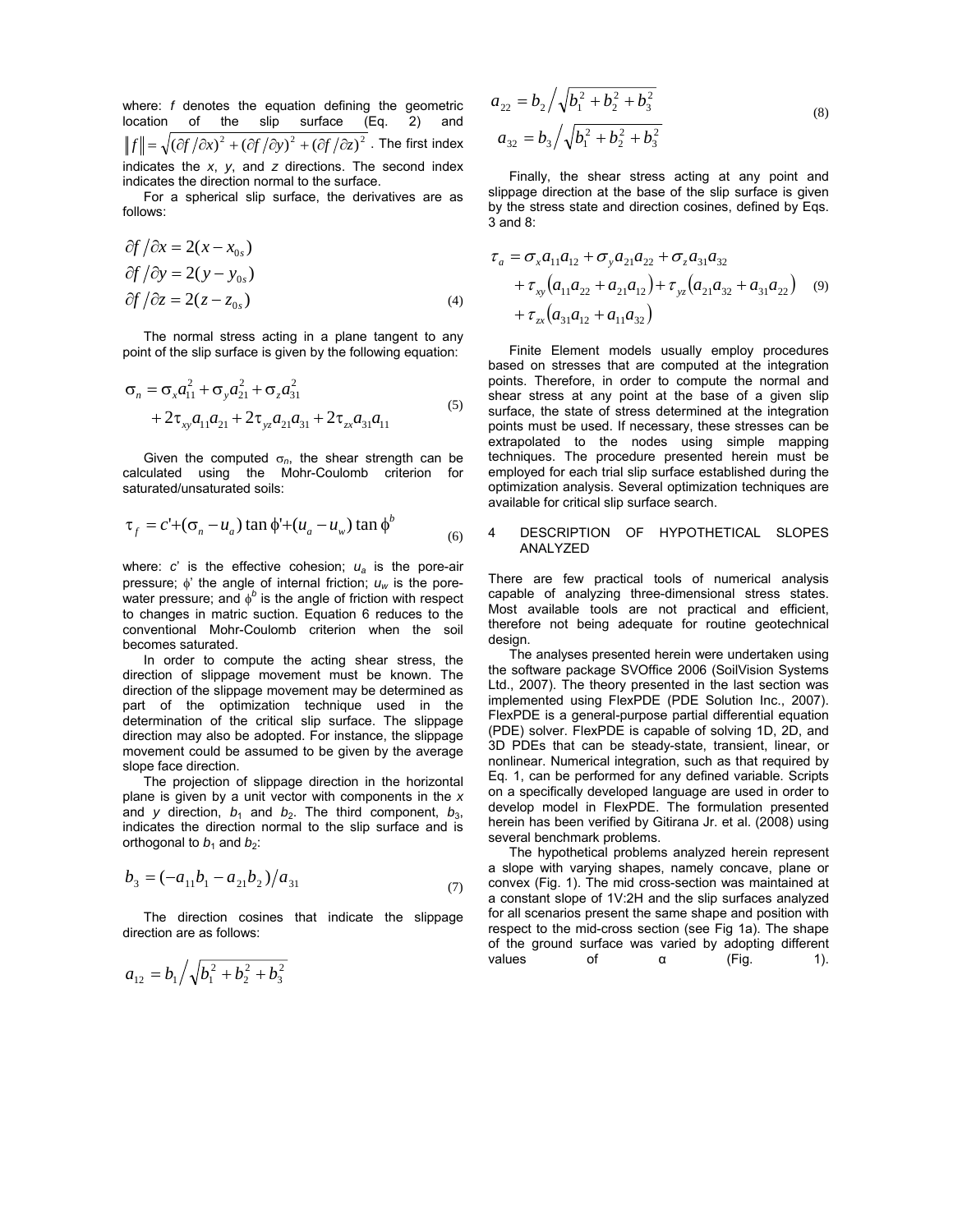where: $f$ denotes the equation defining the geometric location of the slip surface (Eq. 2) and $\|f\| = \sqrt{(\partial f/\partial x)^2 + (\partial f/\partial y)^2 + (\partial f/\partial z)^2}$. The first index indicates the $x$, $y$, and $z$ directions. The second index indicates the direction normal to the surface.

For a spherical slip surface, the derivatives are as follows:

$$
\begin{aligned}
\partial f/\partial x &= 2(x - x_{0s}) \\
\partial f/\partial y &= 2(y - y_{0s}) \\
\partial f/\partial z &= 2(z - z_{0s})
\end{aligned}
\tag{4}
$$

The normal stress acting in a plane tangent to any point of the slip surface is given by the following equation:

$$
\begin{aligned}
\sigma_n &= \sigma_x a_{11}^2 + \sigma_y a_{21}^2 + \sigma_z a_{31}^2 \\
&+ 2\tau_{xy} a_{11} a_{21} + 2\tau_{yz} a_{21} a_{31} + 2\tau_{zx} a_{31} a_{11}
\end{aligned}
\tag{5}
$$

Given the computed $\sigma_n$, the shear strength can be calculated using the Mohr-Coulomb criterion for saturated/unsaturated soils:

$$
\tau_f = c' + (\sigma_n - u_a)\tan\phi' + (u_a - u_w)\tan\phi^b
\tag{6}
$$

where: $c'$ is the effective cohesion; $u_a$ is the pore-air pressure; $\phi'$ the angle of internal friction; $u_w$ is the pore-water pressure; and $\phi^b$ is the angle of friction with respect to changes in matric suction. Equation 6 reduces to the conventional Mohr-Coulomb criterion when the soil becomes saturated.

In order to compute the acting shear stress, the direction of slippage movement must be known. The direction of the slippage movement may be determined as part of the optimization technique used in the determination of the critical slip surface. The slippage direction may also be adopted. For instance, the slippage movement could be assumed to be given by the average slope face direction.

The projection of slippage direction in the horizontal plane is given by a unit vector with components in the $x$ and $y$ direction, $b_1$ and $b_2$. The third component, $b_3$, indicates the direction normal to the slip surface and is orthogonal to $b_1$ and $b_2$:

$$
b_3 = (-a_{11} b_1 - a_{21} b_2)/a_{31}
\tag{7}
$$

The direction cosines that indicate the slippage direction are as follows:

$$
\begin{aligned}
a_{12} &= b_1 \Big/ \sqrt{b_1^2 + b_2^2 + b_3^2} \\
a_{22} &= b_2 \Big/ \sqrt{b_1^2 + b_2^2 + b_3^2} \\
a_{32} &= b_3 \Big/ \sqrt{b_1^2 + b_2^2 + b_3^2}
\end{aligned}
\tag{8}
$$

Finally, the shear stress acting at any point and slippage direction at the base of the slip surface is given by the stress state and direction cosines, defined by Eqs. 3 and 8:

$$
\begin{aligned}
\tau_a &= \sigma_x a_{11} a_{12} + \sigma_y a_{21} a_{22} + \sigma_z a_{31} a_{32} \\
&+ \tau_{xy}\left(a_{11} a_{22} + a_{21} a_{12}\right) + \tau_{yz}\left(a_{21} a_{32} + a_{31} a_{22}\right) \\
&+ \tau_{zx}\left(a_{31} a_{12} + a_{11} a_{32}\right)
\end{aligned}
\tag{9}
$$

Finite Element models usually employ procedures based on stresses that are computed at the integration points. Therefore, in order to compute the normal and shear stress at any point at the base of a given slip surface, the state of stress determined at the integration points must be used. If necessary, these stresses can be extrapolated to the nodes using simple mapping techniques. The procedure presented herein must be employed for each trial slip surface established during the optimization analysis. Several optimization techniques are available for critical slip surface search.

## 4 DESCRIPTION OF HYPOTHETICAL SLOPES ANALYZED

There are few practical tools of numerical analysis capable of analyzing three-dimensional stress states. Most available tools are not practical and efficient, therefore not being adequate for routine geotechnical design.

The analyses presented herein were undertaken using the software package SVOffice 2006 (SoilVision Systems Ltd., 2007). The theory presented in the last section was implemented using FlexPDE (PDE Solution Inc., 2007). FlexPDE is a general-purpose partial differential equation (PDE) solver. FlexPDE is capable of solving 1D, 2D, and 3D PDEs that can be steady-state, transient, linear, or nonlinear. Numerical integration, such as that required by Eq. 1, can be performed for any defined variable. Scripts on a specifically developed language are used in order to develop model in FlexPDE. The formulation presented herein has been verified by Gitirana Jr. et al. (2008) using several benchmark problems.

The hypothetical problems analyzed herein represent a slope with varying shapes, namely concave, plane or convex (Fig. 1). The mid cross-section was maintained at a constant slope of 1V:2H and the slip surfaces analyzed for all scenarios present the same shape and position with respect to the mid-cross section (see Fig 1a). The shape of the ground surface was varied by adopting different values of α (Fig. 1).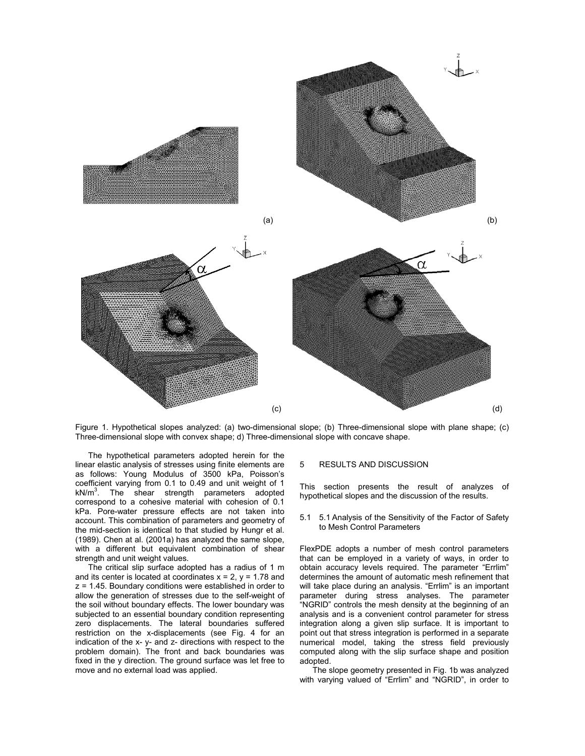Figure 1. Hypothetical slopes analyzed: (a) two-dimensional slope; (b) Three-dimensional slope with plane shape; (c) Three-dimensional slope with convex shape; d) Three-dimensional slope with concave shape.

The hypothetical parameters adopted herein for the linear elastic analysis of stresses using finite elements are as follows: Young Modulus of 3500 kPa, Poisson's coefficient varying from 0.1 to 0.49 and unit weight of 1 $kN/m^3$. The shear strength parameters adopted correspond to a cohesive material with cohesion of 0.1 kPa. Pore-water pressure effects are not taken into account. This combination of parameters and geometry of the mid-section is identical to that studied by Hungr et al. (1989). Chen at al. (2001a) has analyzed the same slope, with a different but equivalent combination of shear strength and unit weight values.

The critical slip surface adopted has a radius of 1 m and its center is located at coordinates x = 2, y = 1.78 and z = 1.45. Boundary conditions were established in order to allow the generation of stresses due to the self-weight of the soil without boundary effects. The lower boundary was subjected to an essential boundary condition representing zero displacements. The lateral boundaries suffered restriction on the x-displacements (see Fig. 4 for an indication of the x- y- and z- directions with respect to the problem domain). The front and back boundaries was fixed in the y direction. The ground surface was let free to move and no external load was applied.

## 5 RESULTS AND DISCUSSION

This section presents the result of analyzes of hypothetical slopes and the discussion of the results.

### 5.1 5.1 Analysis of the Sensitivity of the Factor of Safety to Mesh Control Parameters

FlexPDE adopts a number of mesh control parameters that can be employed in a variety of ways, in order to obtain accuracy levels required. The parameter "Errlim" determines the amount of automatic mesh refinement that will take place during an analysis. "Errlim" is an important parameter during stress analyses. The parameter "NGRID" controls the mesh density at the beginning of an analysis and is a convenient control parameter for stress integration along a given slip surface. It is important to point out that stress integration is performed in a separate numerical model, taking the stress field previously computed along with the slip surface shape and position adopted.

The slope geometry presented in Fig. 1b was analyzed with varying valued of "Errlim" and "NGRID", in order to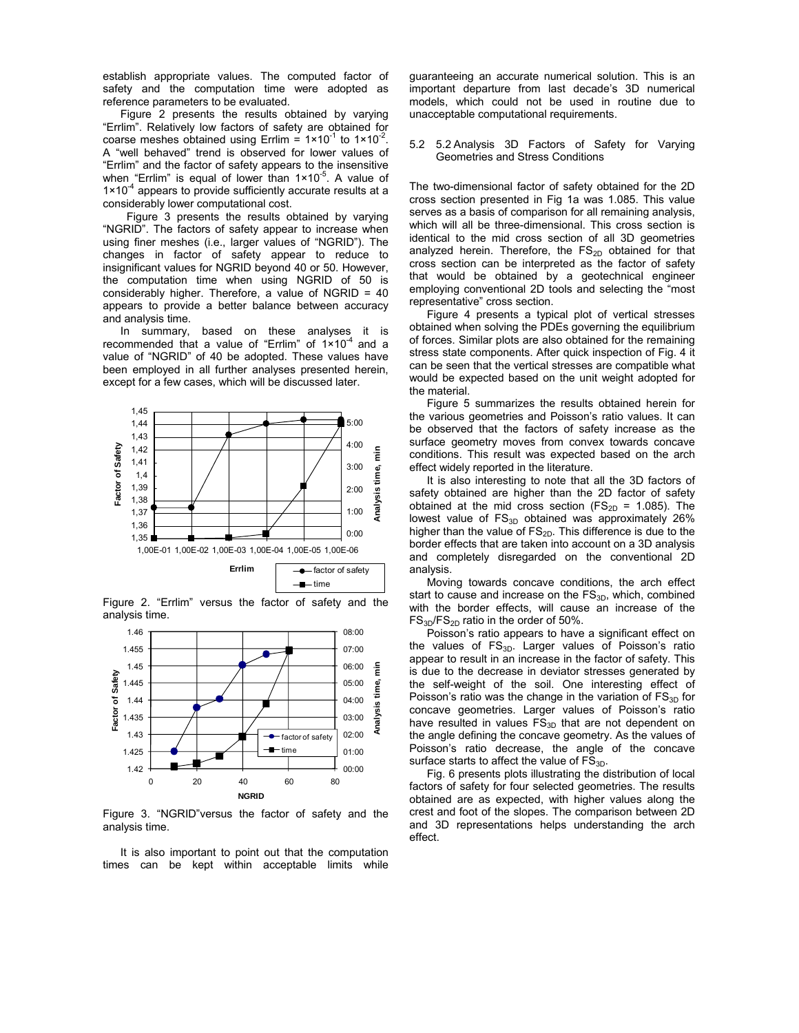establish appropriate values. The computed factor of safety and the computation time were adopted as reference parameters to be evaluated.

Figure 2 presents the results obtained by varying "Errlim". Relatively low factors of safety are obtained for coarse meshes obtained using Errlim = $1\times10^{-1}$ to $1\times10^{-2}$. A "well behaved" trend is observed for lower values of "Errlim" and the factor of safety appears to the insensitive when "Errlim" is equal of lower than $1\times10^{-5}$. A value of $1\times10^{-4}$ appears to provide sufficiently accurate results at a considerably lower computational cost.

Figure 3 presents the results obtained by varying "NGRID". The factors of safety appear to increase when using finer meshes (i.e., larger values of "NGRID"). The changes in factor of safety appear to reduce to insignificant values for NGRID beyond 40 or 50. However, the computation time when using NGRID of 50 is considerably higher. Therefore, a value of NGRID = 40 appears to provide a better balance between accuracy and analysis time.

In summary, based on these analyses it is recommended that a value of "Errlim" of $1\times10^{-4}$ and a value of "NGRID" of 40 be adopted. These values have been employed in all further analyses presented herein, except for a few cases, which will be discussed later.

Figure 2. "Errlim" versus the factor of safety and the analysis time.

Figure 3. "NGRID"versus the factor of safety and the analysis time.

It is also important to point out that the computation times can be kept within acceptable limits while guaranteeing an accurate numerical solution. This is an important departure from last decade's 3D numerical models, which could not be used in routine due to unacceptable computational requirements.

## 5.2 5.2 Analysis 3D Factors of Safety for Varying Geometries and Stress Conditions

The two-dimensional factor of safety obtained for the 2D cross section presented in Fig 1a was 1.085. This value serves as a basis of comparison for all remaining analysis, which will all be three-dimensional. This cross section is identical to the mid cross section of all 3D geometries analyzed herein. Therefore, the $FS_{2D}$ obtained for that cross section can be interpreted as the factor of safety that would be obtained by a geotechnical engineer employing conventional 2D tools and selecting the "most representative" cross section.

Figure 4 presents a typical plot of vertical stresses obtained when solving the PDEs governing the equilibrium of forces. Similar plots are also obtained for the remaining stress state components. After quick inspection of Fig. 4 it can be seen that the vertical stresses are compatible what would be expected based on the unit weight adopted for the material.

Figure 5 summarizes the results obtained herein for the various geometries and Poisson's ratio values. It can be observed that the factors of safety increase as the surface geometry moves from convex towards concave conditions. This result was expected based on the arch effect widely reported in the literature.

It is also interesting to note that all the 3D factors of safety obtained are higher than the 2D factor of safety obtained at the mid cross section ($FS_{2D}$ = 1.085). The lowest value of $FS_{3D}$ obtained was approximately 26% higher than the value of $FS_{2D}$. This difference is due to the border effects that are taken into account on a 3D analysis and completely disregarded on the conventional 2D analysis.

Moving towards concave conditions, the arch effect start to cause and increase on the $FS_{3D}$, which, combined with the border effects, will cause an increase of the $FS_{3D}/FS_{2D}$ ratio in the order of 50%.

Poisson's ratio appears to have a significant effect on the values of $FS_{3D}$. Larger values of Poisson's ratio appear to result in an increase in the factor of safety. This is due to the decrease in deviator stresses generated by the self-weight of the soil. One interesting effect of Poisson's ratio was the change in the variation of $FS_{3D}$ for concave geometries. Larger values of Poisson's ratio have resulted in values $FS_{3D}$ that are not dependent on the angle defining the concave geometry. As the values of Poisson's ratio decrease, the angle of the concave surface starts to affect the value of $FS_{3D}$.

Fig. 6 presents plots illustrating the distribution of local factors of safety for four selected geometries. The results obtained are as expected, with higher values along the crest and foot of the slopes. The comparison between 2D and 3D representations helps understanding the arch effect.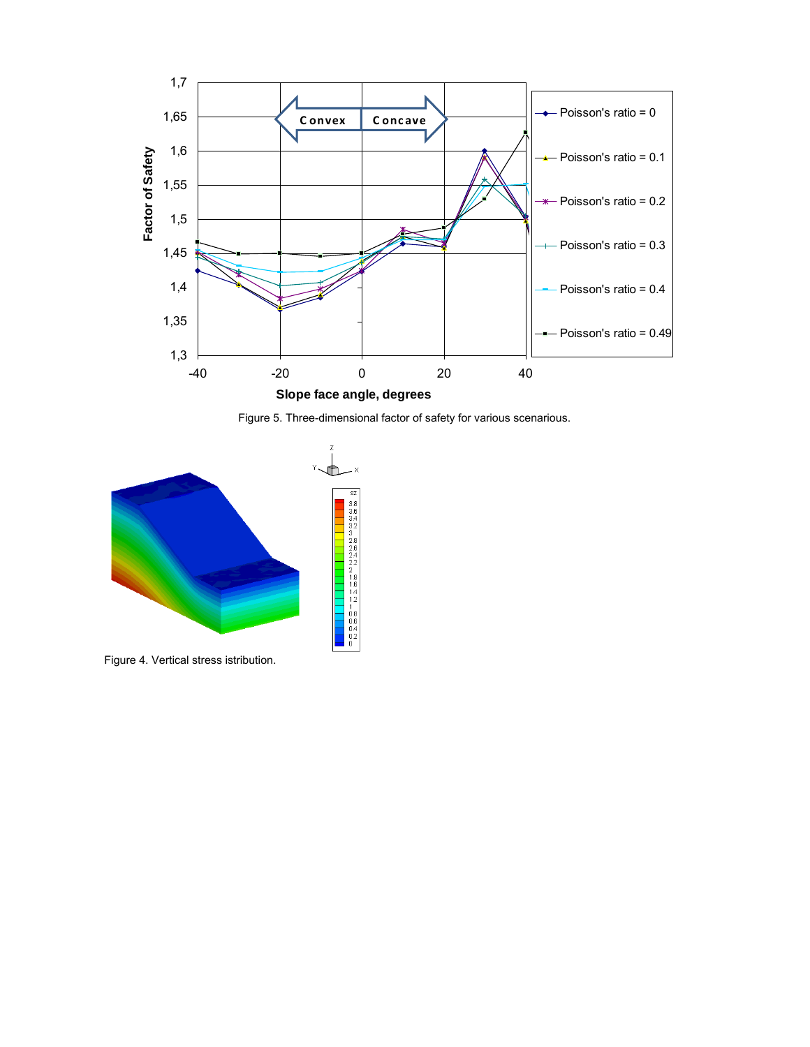Figure 5. Three-dimensional factor of safety for various scenarious.

Figure 4. Vertical stress istribution.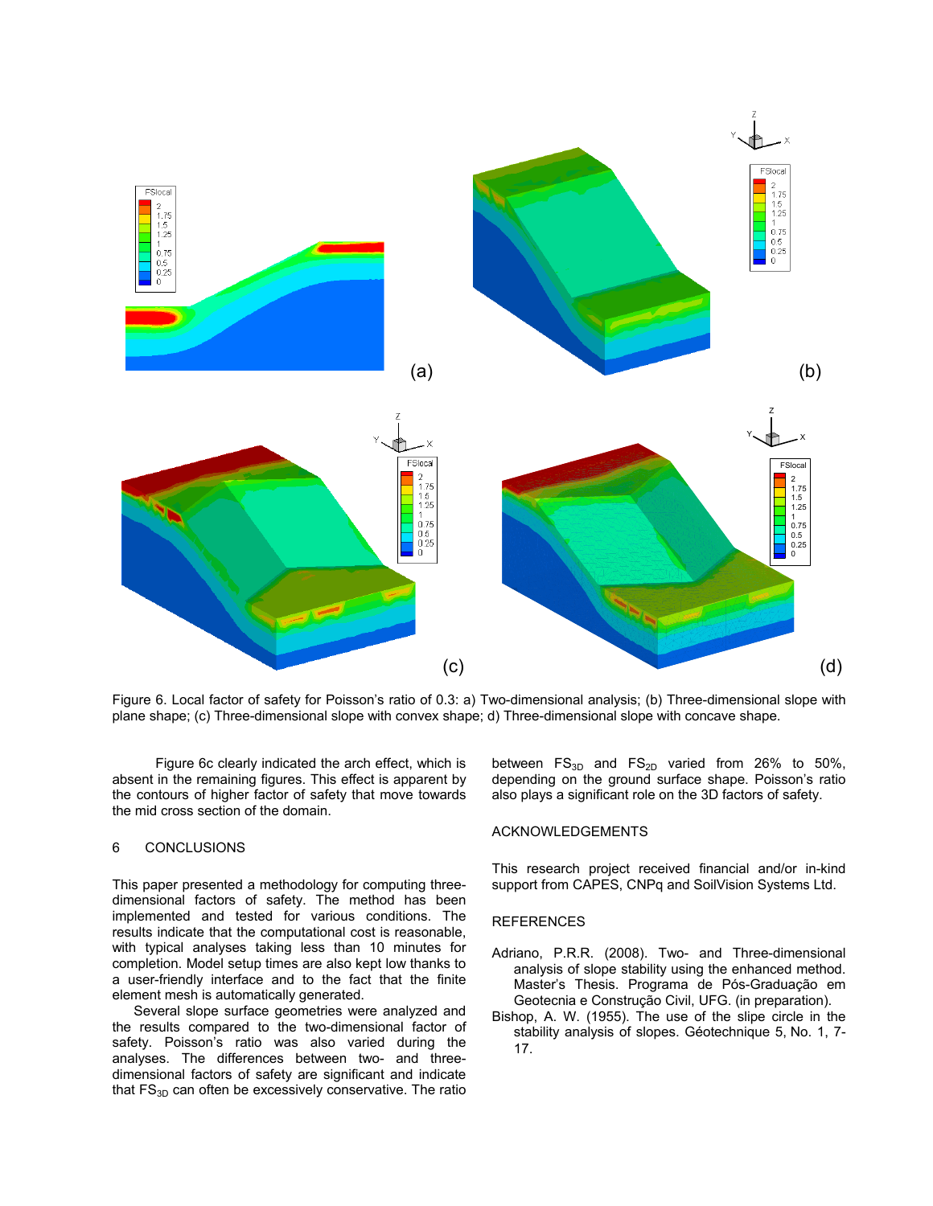Figure 6. Local factor of safety for Poisson's ratio of 0.3: a) Two-dimensional analysis; (b) Three-dimensional slope with plane shape; (c) Three-dimensional slope with convex shape; d) Three-dimensional slope with concave shape.

Figure 6c clearly indicated the arch effect, which is absent in the remaining figures. This effect is apparent by the contours of higher factor of safety that move towards the mid cross section of the domain.

## 6 CONCLUSIONS

This paper presented a methodology for computing three-dimensional factors of safety. The method has been implemented and tested for various conditions. The results indicate that the computational cost is reasonable, with typical analyses taking less than 10 minutes for completion. Model setup times are also kept low thanks to a user-friendly interface and to the fact that the finite element mesh is automatically generated.

Several slope surface geometries were analyzed and the results compared to the two-dimensional factor of safety. Poisson's ratio was also varied during the analyses. The differences between two- and three-dimensional factors of safety are significant and indicate that $FS_{3D}$ can often be excessively conservative. The ratio between $FS_{3D}$ and $FS_{2D}$ varied from 26% to 50%, depending on the ground surface shape. Poisson's ratio also plays a significant role on the 3D factors of safety.

## ACKNOWLEDGEMENTS

This research project received financial and/or in-kind support from CAPES, CNPq and SoilVision Systems Ltd.

## REFERENCES

Adriano, P.R.R. (2008). Two- and Three-dimensional analysis of slope stability using the enhanced method. Master's Thesis. Programa de Pós-Graduação em Geotecnia e Construção Civil, UFG. (in preparation).

Bishop, A. W. (1955). The use of the slipe circle in the stability analysis of slopes. Géotechnique 5, No. 1, 7-17.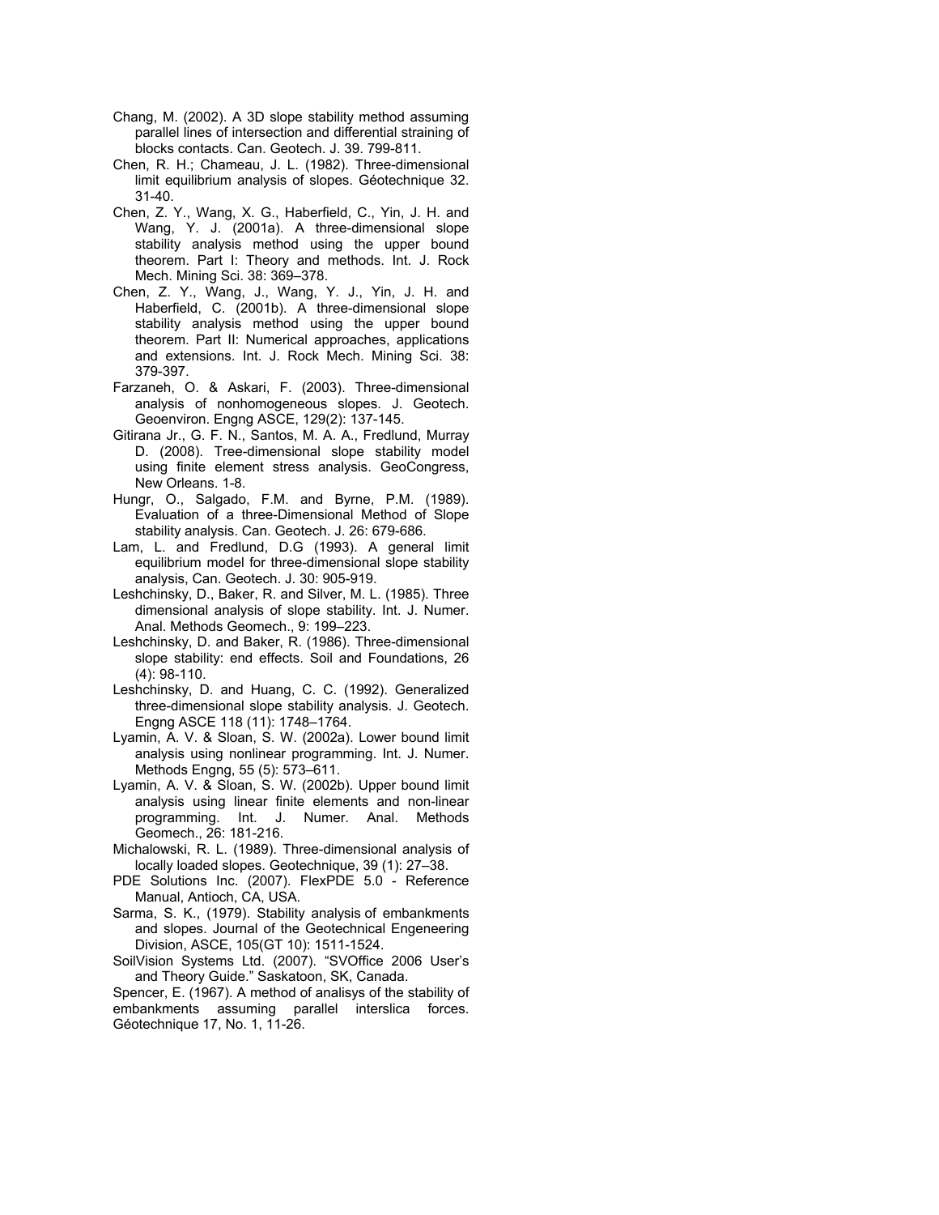Chang, M. (2002). A 3D slope stability method assuming parallel lines of intersection and differential straining of blocks contacts. Can. Geotech. J. 39. 799-811.

Chen, R. H.; Chameau, J. L. (1982). Three-dimensional limit equilibrium analysis of slopes. Géotechnique 32. 31-40.

Chen, Z. Y., Wang, X. G., Haberfield, C., Yin, J. H. and Wang, Y. J. (2001a). A three-dimensional slope stability analysis method using the upper bound theorem. Part I: Theory and methods. Int. J. Rock Mech. Mining Sci. 38: 369–378.

Chen, Z. Y., Wang, J., Wang, Y. J., Yin, J. H. and Haberfield, C. (2001b). A three-dimensional slope stability analysis method using the upper bound theorem. Part II: Numerical approaches, applications and extensions. Int. J. Rock Mech. Mining Sci. 38: 379-397.

Farzaneh, O. & Askari, F. (2003). Three-dimensional analysis of nonhomogeneous slopes. J. Geotech. Geoenviron. Engng ASCE, 129(2): 137-145.

Gitirana Jr., G. F. N., Santos, M. A. A., Fredlund, Murray D. (2008). Tree-dimensional slope stability model using finite element stress analysis. GeoCongress, New Orleans. 1-8.

Hungr, O., Salgado, F.M. and Byrne, P.M. (1989). Evaluation of a three-Dimensional Method of Slope stability analysis. Can. Geotech. J. 26: 679-686.

Lam, L. and Fredlund, D.G (1993). A general limit equilibrium model for three-dimensional slope stability analysis, Can. Geotech. J. 30: 905-919.

Leshchinsky, D., Baker, R. and Silver, M. L. (1985). Three dimensional analysis of slope stability. Int. J. Numer. Anal. Methods Geomech., 9: 199–223.

Leshchinsky, D. and Baker, R. (1986). Three-dimensional slope stability: end effects. Soil and Foundations, 26 (4): 98-110.

Leshchinsky, D. and Huang, C. C. (1992). Generalized three-dimensional slope stability analysis. J. Geotech. Engng ASCE 118 (11): 1748–1764.

Lyamin, A. V. & Sloan, S. W. (2002a). Lower bound limit analysis using nonlinear programming. Int. J. Numer. Methods Engng, 55 (5): 573–611.

Lyamin, A. V. & Sloan, S. W. (2002b). Upper bound limit analysis using linear finite elements and non-linear programming. Int. J. Numer. Anal. Methods Geomech., 26: 181-216.

Michalowski, R. L. (1989). Three-dimensional analysis of locally loaded slopes. Geotechnique, 39 (1): 27–38.

PDE Solutions Inc. (2007). FlexPDE 5.0 - Reference Manual, Antioch, CA, USA.

Sarma, S. K., (1979). Stability analysis of embankments and slopes. Journal of the Geotechnical Engeneering Division, ASCE, 105(GT 10): 1511-1524.

SoilVision Systems Ltd. (2007). "SVOffice 2006 User's and Theory Guide." Saskatoon, SK, Canada.

Spencer, E. (1967). A method of analisys of the stability of embankments assuming parallel interslica forces. Géotechnique 17, No. 1, 11-26.